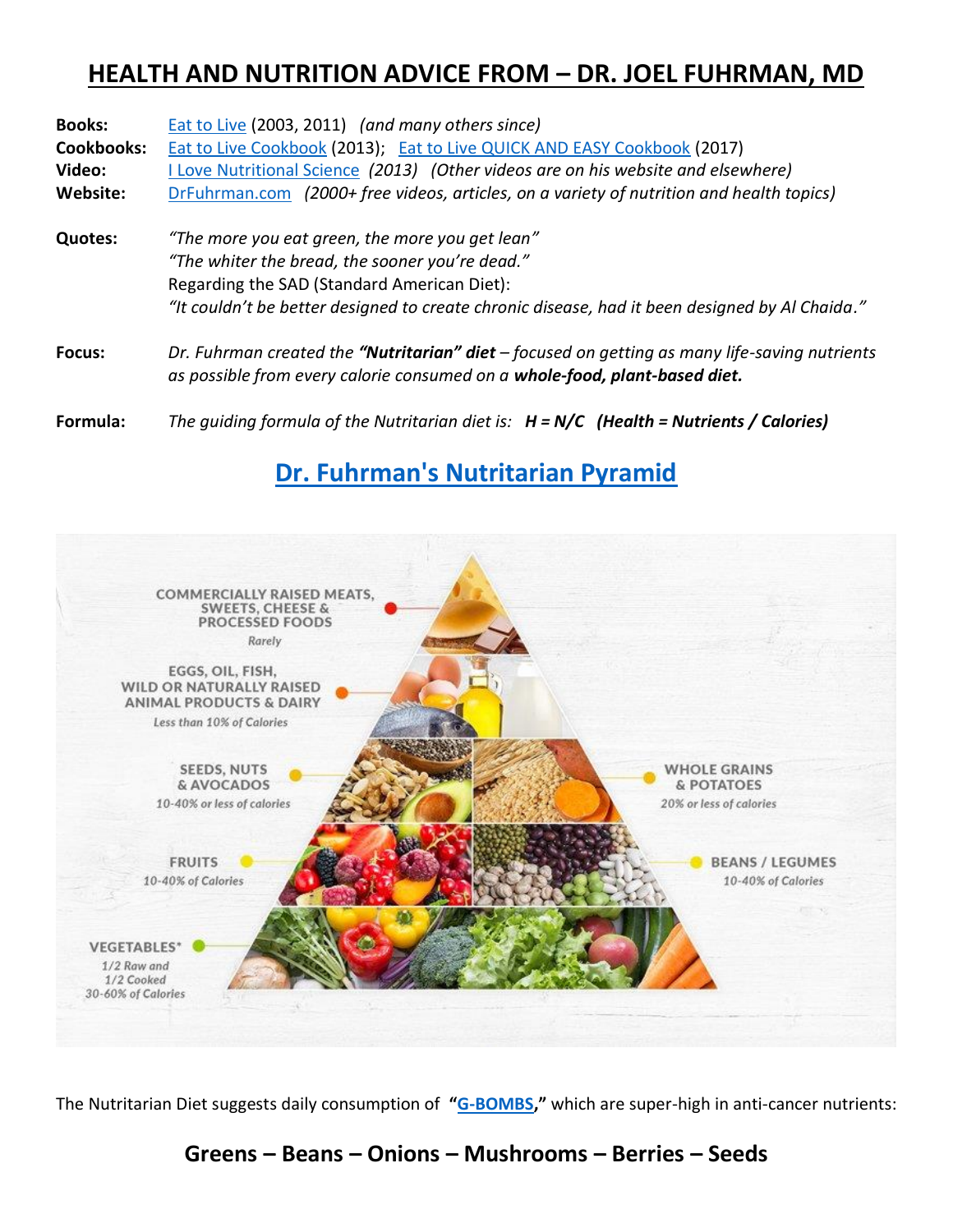# HEALTH AND NUTRITION ADVICE FROM – DR. JOEL FUHRMAN, MD

**Books:** Eat to Live (2003, 2011) *(and many others since)*

**Cookbooks:** Eat to Live Cookbook (2013); Eat to Live QUICK AND EASY Cookbook (2017)

**Video:** I Love Nutritional Science *(2013) (Other videos are on his website and elsewhere)*

**Website:** DrFuhrman.com *(2000+ free videos, articles, on a variety of nutrition and health topics)*

**Quotes:** *"The more you eat green, the more you get lean"*
*"The whiter the bread, the sooner you're dead."*
Regarding the SAD (Standard American Diet):
*"It couldn't be better designed to create chronic disease, had it been designed by Al Chaida."*

**Focus:** *Dr. Fuhrman created the **"Nutritarian" diet** – focused on getting as many life-saving nutrients as possible from every calorie consumed on a **whole-food, plant-based diet.***

**Formula:** *The guiding formula of the Nutritarian diet is:* ***$H = N/C$ (Health = Nutrients / Calories)***

## Dr. Fuhrman's Nutritarian Pyramid

- **COMMERCIALLY RAISED MEATS, SWEETS, CHEESE & PROCESSED FOODS** – *Rarely*
- **EGGS, OIL, FISH, WILD OR NATURALLY RAISED ANIMAL PRODUCTS & DAIRY** – *Less than 10% of Calories*
- **SEEDS, NUTS & AVOCADOS** – *10-40% or less of calories*
- **WHOLE GRAINS & POTATOES** – *20% or less of calories*
- **FRUITS** – *10-40% of Calories*
- **BEANS / LEGUMES** – *10-40% of Calories*
- **VEGETABLES*** – *1/2 Raw and 1/2 Cooked 30-60% of Calories*

The Nutritarian Diet suggests daily consumption of **"G-BOMBS,"** which are super-high in anti-cancer nutrients:

### Greens – Beans – Onions – Mushrooms – Berries – Seeds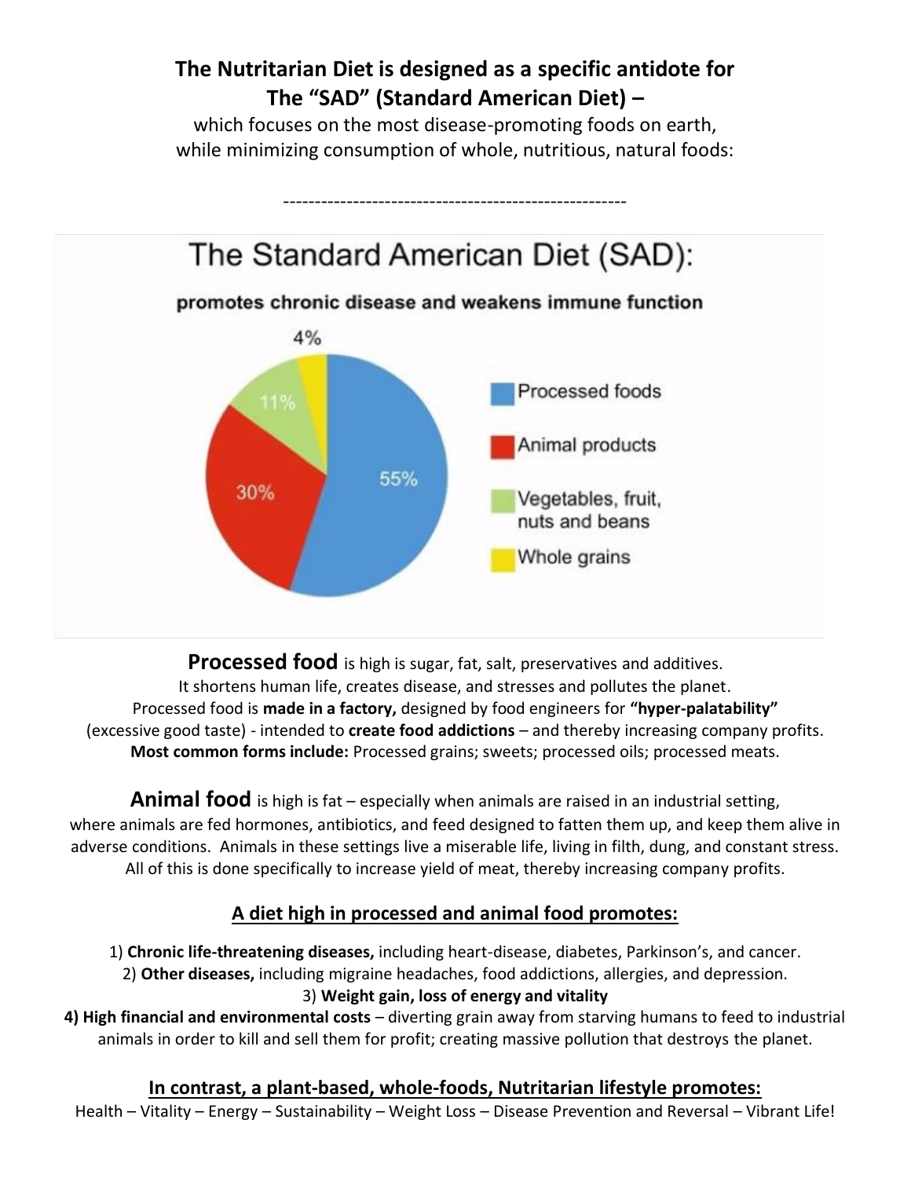**The Nutritarian Diet is designed as a specific antidote for The "SAD" (Standard American Diet) –**

which focuses on the most disease-promoting foods on earth, while minimizing consumption of whole, nutritious, natural foods:

------------------------------------------------------

## The Standard American Diet (SAD):

**promotes chronic disease and weakens immune function**

| Category | Percentage |
| --- | --- |
| Processed foods | 55% |
| Animal products | 30% |
| Vegetables, fruit, nuts and beans | 11% |
| Whole grains | 4% |

**Processed food** is high is sugar, fat, salt, preservatives and additives. It shortens human life, creates disease, and stresses and pollutes the planet. Processed food is **made in a factory,** designed by food engineers for **"hyper-palatability"** (excessive good taste) - intended to **create food addictions** – and thereby increasing company profits. **Most common forms include:** Processed grains; sweets; processed oils; processed meats.

**Animal food** is high is fat – especially when animals are raised in an industrial setting, where animals are fed hormones, antibiotics, and feed designed to fatten them up, and keep them alive in adverse conditions. Animals in these settings live a miserable life, living in filth, dung, and constant stress. All of this is done specifically to increase yield of meat, thereby increasing company profits.

### <u>A diet high in processed and animal food promotes:</u>

1) **Chronic life-threatening diseases,** including heart-disease, diabetes, Parkinson's, and cancer.
2) **Other diseases,** including migraine headaches, food addictions, allergies, and depression.
3) **Weight gain, loss of energy and vitality**
4) **High financial and environmental costs** – diverting grain away from starving humans to feed to industrial animals in order to kill and sell them for profit; creating massive pollution that destroys the planet.

### <u>In contrast, a plant-based, whole-foods, Nutritarian lifestyle promotes:</u>

Health – Vitality – Energy – Sustainability – Weight Loss – Disease Prevention and Reversal – Vibrant Life!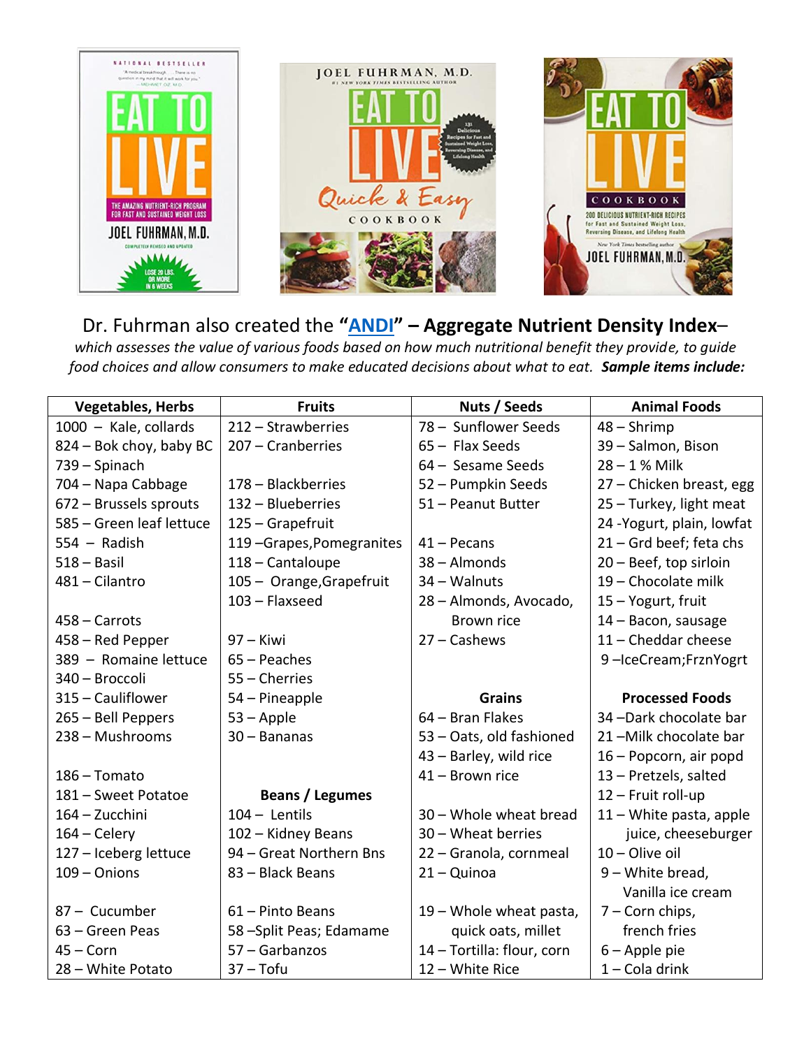Dr. Fuhrman also created the **"ANDI" – Aggregate Nutrient Density Index**– *which assesses the value of various foods based on how much nutritional benefit they provide, to guide food choices and allow consumers to make educated decisions about what to eat.* ***Sample items include:***

| Vegetables, Herbs | Fruits | Nuts / Seeds | Animal Foods |
|---|---|---|---|
| 1000 – Kale, collards | 212 – Strawberries | 78 – Sunflower Seeds | 48 – Shrimp |
| 824 – Bok choy, baby BC | 207 – Cranberries | 65 – Flax Seeds | 39 – Salmon, Bison |
| 739 – Spinach | | 64 – Sesame Seeds | 28 – 1 % Milk |
| 704 – Napa Cabbage | 178 – Blackberries | 52 – Pumpkin Seeds | 27 – Chicken breast, egg |
| 672 – Brussels sprouts | 132 – Blueberries | 51 – Peanut Butter | 25 – Turkey, light meat |
| 585 – Green leaf lettuce | 125 – Grapefruit | | 24 -Yogurt, plain, lowfat |
| 554 – Radish | 119 –Grapes,Pomegranites | 41 – Pecans | 21 – Grd beef; feta chs |
| 518 – Basil | 118 – Cantaloupe | 38 – Almonds | 20 – Beef, top sirloin |
| 481 – Cilantro | 105 – Orange,Grapefruit | 34 – Walnuts | 19 – Chocolate milk |
| | 103 – Flaxseed | 28 – Almonds, Avocado, Brown rice | 15 – Yogurt, fruit |
| 458 – Carrots | | | 14 – Bacon, sausage |
| 458 – Red Pepper | 97 – Kiwi | 27 – Cashews | 11 – Cheddar cheese |
| 389 – Romaine lettuce | 65 – Peaches | | 9 –IceCream;FrznYogrt |
| 340 – Broccoli | 55 – Cherries | | |
| 315 – Cauliflower | 54 – Pineapple | **Grains** | **Processed Foods** |
| 265 – Bell Peppers | 53 – Apple | 64 – Bran Flakes | 34 –Dark chocolate bar |
| 238 – Mushrooms | 30 – Bananas | 53 – Oats, old fashioned | 21 –Milk chocolate bar |
| | | 43 – Barley, wild rice | 16 – Popcorn, air popd |
| 186 – Tomato | | 41 – Brown rice | 13 – Pretzels, salted |
| 181 – Sweet Potatoe | **Beans / Legumes** | | 12 – Fruit roll-up |
| 164 – Zucchini | 104 – Lentils | 30 – Whole wheat bread | 11 – White pasta, apple juice, cheeseburger |
| 164 – Celery | 102 – Kidney Beans | 30 – Wheat berries | |
| 127 – Iceberg lettuce | 94 – Great Northern Bns | 22 – Granola, cornmeal | 10 – Olive oil |
| 109 – Onions | 83 – Black Beans | 21 – Quinoa | 9 – White bread, Vanilla ice cream |
| 87 – Cucumber | 61 – Pinto Beans | 19 – Whole wheat pasta, quick oats, millet | 7 – Corn chips, french fries |
| 63 – Green Peas | 58 –Split Peas; Edamame | | |
| 45 – Corn | 57 – Garbanzos | 14 – Tortilla: flour, corn | 6 – Apple pie |
| 28 – White Potato | 37 – Tofu | 12 – White Rice | 1 – Cola drink |